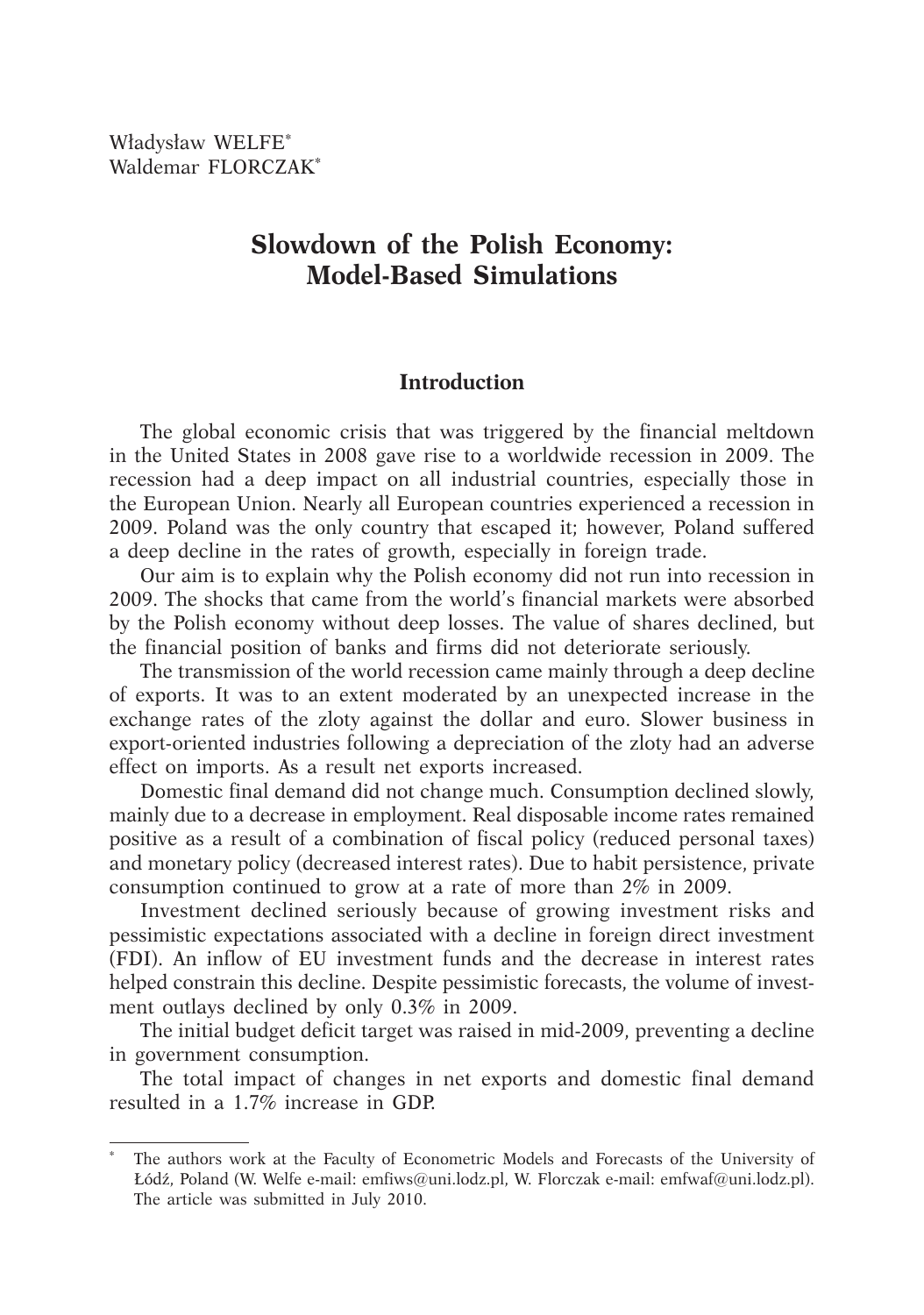Władysław WELFE[*]
Waldemar FLORCZAK[*]

# Slowdown of the Polish Economy: Model-Based Simulations

## Introduction

The global economic crisis that was triggered by the financial meltdown in the United States in 2008 gave rise to a worldwide recession in 2009. The recession had a deep impact on all industrial countries, especially those in the European Union. Nearly all European countries experienced a recession in 2009. Poland was the only country that escaped it; however, Poland suffered a deep decline in the rates of growth, especially in foreign trade.

Our aim is to explain why the Polish economy did not run into recession in 2009. The shocks that came from the world's financial markets were absorbed by the Polish economy without deep losses. The value of shares declined, but the financial position of banks and firms did not deteriorate seriously.

The transmission of the world recession came mainly through a deep decline of exports. It was to an extent moderated by an unexpected increase in the exchange rates of the zloty against the dollar and euro. Slower business in export-oriented industries following a depreciation of the zloty had an adverse effect on imports. As a result net exports increased.

Domestic final demand did not change much. Consumption declined slowly, mainly due to a decrease in employment. Real disposable income rates remained positive as a result of a combination of fiscal policy (reduced personal taxes) and monetary policy (decreased interest rates). Due to habit persistence, private consumption continued to grow at a rate of more than 2% in 2009.

Investment declined seriously because of growing investment risks and pessimistic expectations associated with a decline in foreign direct investment (FDI). An inflow of EU investment funds and the decrease in interest rates helped constrain this decline. Despite pessimistic forecasts, the volume of investment outlays declined by only 0.3% in 2009.

The initial budget deficit target was raised in mid-2009, preventing a decline in government consumption.

The total impact of changes in net exports and domestic final demand resulted in a 1.7% increase in GDP.

---

[*] The authors work at the Faculty of Econometric Models and Forecasts of the University of Łódź, Poland (W. Welfe e-mail: emfiws@uni.lodz.pl, W. Florczak e-mail: emfwaf@uni.lodz.pl). The article was submitted in July 2010.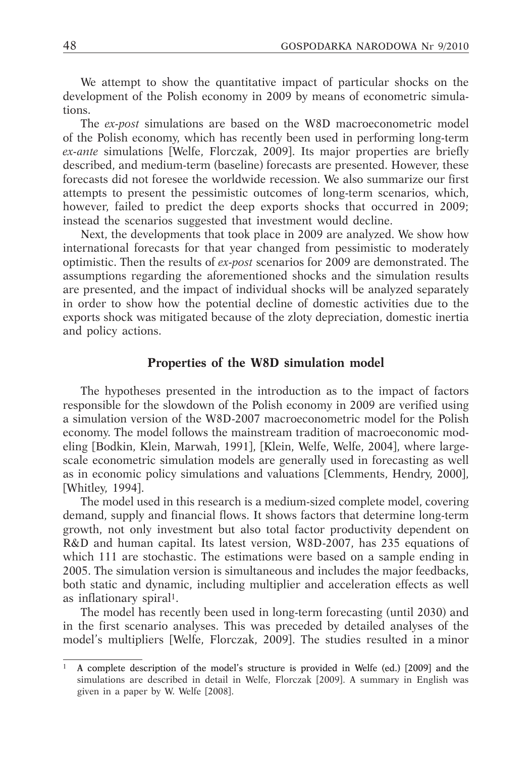We attempt to show the quantitative impact of particular shocks on the development of the Polish economy in 2009 by means of econometric simulations.

The *ex-post* simulations are based on the W8D macroeconometric model of the Polish economy, which has recently been used in performing long-term *ex-ante* simulations [Welfe, Florczak, 2009]. Its major properties are briefly described, and medium-term (baseline) forecasts are presented. However, these forecasts did not foresee the worldwide recession. We also summarize our first attempts to present the pessimistic outcomes of long-term scenarios, which, however, failed to predict the deep exports shocks that occurred in 2009; instead the scenarios suggested that investment would decline.

Next, the developments that took place in 2009 are analyzed. We show how international forecasts for that year changed from pessimistic to moderately optimistic. Then the results of *ex-post* scenarios for 2009 are demonstrated. The assumptions regarding the aforementioned shocks and the simulation results are presented, and the impact of individual shocks will be analyzed separately in order to show how the potential decline of domestic activities due to the exports shock was mitigated because of the zloty depreciation, domestic inertia and policy actions.

## Properties of the W8D simulation model

The hypotheses presented in the introduction as to the impact of factors responsible for the slowdown of the Polish economy in 2009 are verified using a simulation version of the W8D-2007 macroeconometric model for the Polish economy. The model follows the mainstream tradition of macroeconomic modeling [Bodkin, Klein, Marwah, 1991], [Klein, Welfe, Welfe, 2004], where large-scale econometric simulation models are generally used in forecasting as well as in economic policy simulations and valuations [Clemments, Hendry, 2000], [Whitley, 1994].

The model used in this research is a medium-sized complete model, covering demand, supply and financial flows. It shows factors that determine long-term growth, not only investment but also total factor productivity dependent on R&D and human capital. Its latest version, W8D-2007, has 235 equations of which 111 are stochastic. The estimations were based on a sample ending in 2005. The simulation version is simultaneous and includes the major feedbacks, both static and dynamic, including multiplier and acceleration effects as well as inflationary spiral[1].

The model has recently been used in long-term forecasting (until 2030) and in the first scenario analyses. This was preceded by detailed analyses of the model's multipliers [Welfe, Florczak, 2009]. The studies resulted in a minor

[1] A complete description of the model's structure is provided in Welfe (ed.) [2009] and the simulations are described in detail in Welfe, Florczak [2009]. A summary in English was given in a paper by W. Welfe [2008].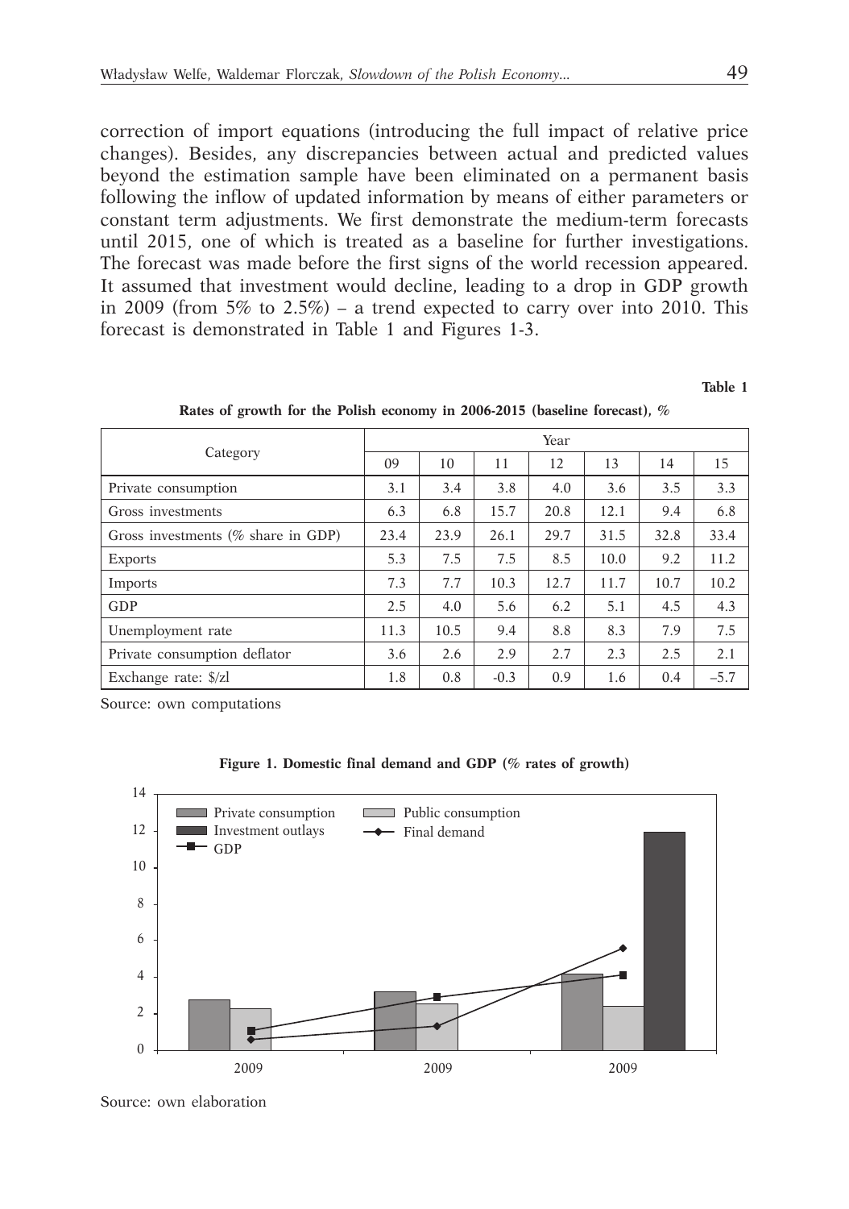correction of import equations (introducing the full impact of relative price changes). Besides, any discrepancies between actual and predicted values beyond the estimation sample have been eliminated on a permanent basis following the inflow of updated information by means of either parameters or constant term adjustments. We first demonstrate the medium-term forecasts until 2015, one of which is treated as a baseline for further investigations. The forecast was made before the first signs of the world recession appeared. It assumed that investment would decline, leading to a drop in GDP growth in 2009 (from 5% to 2.5%) – a trend expected to carry over into 2010. This forecast is demonstrated in Table 1 and Figures 1-3.

**Table 1**

**Rates of growth for the Polish economy in 2006-2015 (baseline forecast), %**

| Category | Year | | | | | | |
|---|---|---|---|---|---|---|---|
| | 09 | 10 | 11 | 12 | 13 | 14 | 15 |
| Private consumption | 3.1 | 3.4 | 3.8 | 4.0 | 3.6 | 3.5 | 3.3 |
| Gross investments | 6.3 | 6.8 | 15.7 | 20.8 | 12.1 | 9.4 | 6.8 |
| Gross investments (% share in GDP) | 23.4 | 23.9 | 26.1 | 29.7 | 31.5 | 32.8 | 33.4 |
| Exports | 5.3 | 7.5 | 7.5 | 8.5 | 10.0 | 9.2 | 11.2 |
| Imports | 7.3 | 7.7 | 10.3 | 12.7 | 11.7 | 10.7 | 10.2 |
| GDP | 2.5 | 4.0 | 5.6 | 6.2 | 5.1 | 4.5 | 4.3 |
| Unemployment rate | 11.3 | 10.5 | 9.4 | 8.8 | 8.3 | 7.9 | 7.5 |
| Private consumption deflator | 3.6 | 2.6 | 2.9 | 2.7 | 2.3 | 2.5 | 2.1 |
| Exchange rate: $/zl | 1.8 | 0.8 | -0.3 | 0.9 | 1.6 | 0.4 | –5.7 |

Source: own computations

**Figure 1. Domestic final demand and GDP (% rates of growth)**

Source: own elaboration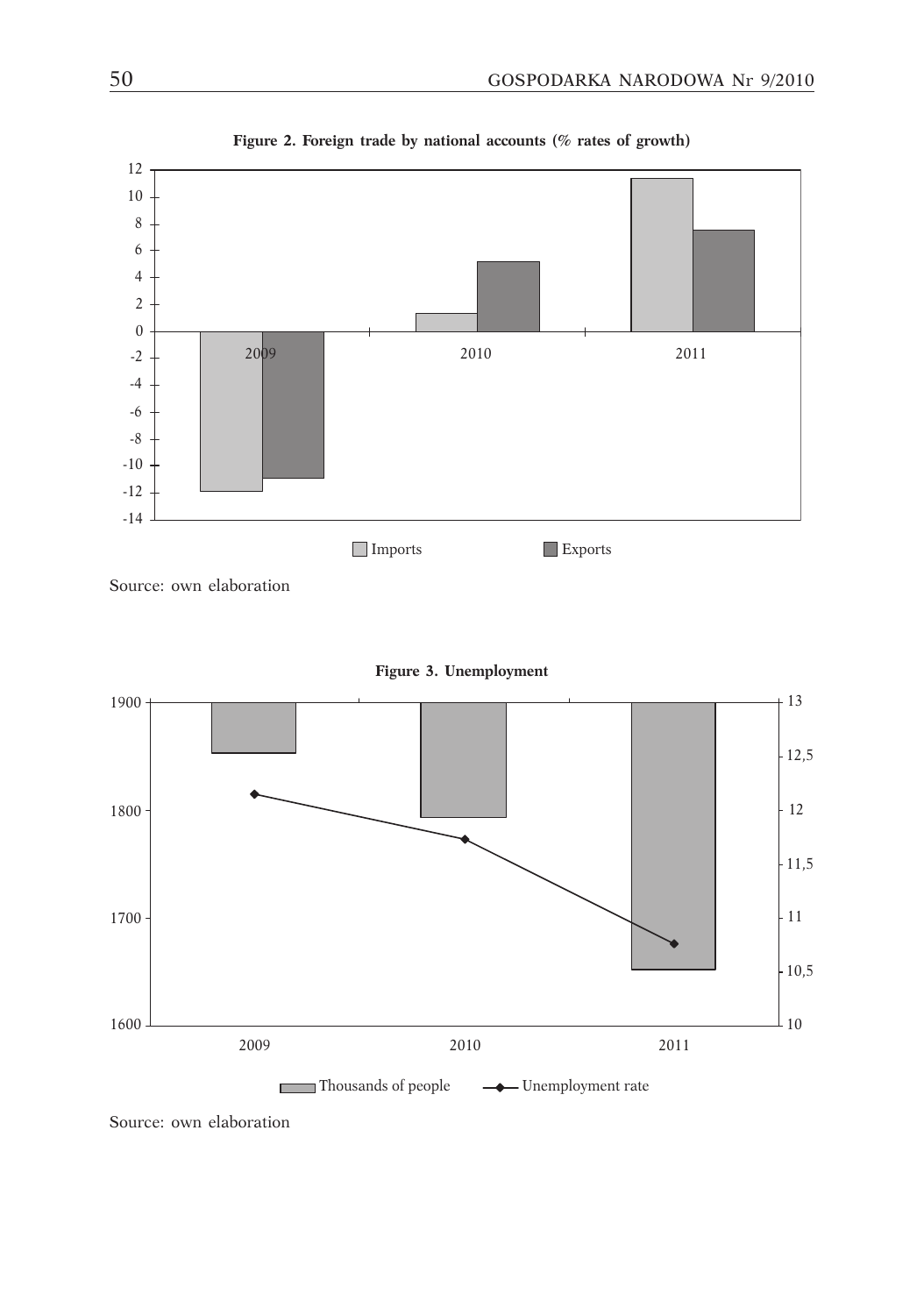**Figure 2. Foreign trade by national accounts (% rates of growth)**

Source: own elaboration

**Figure 3. Unemployment**

Source: own elaboration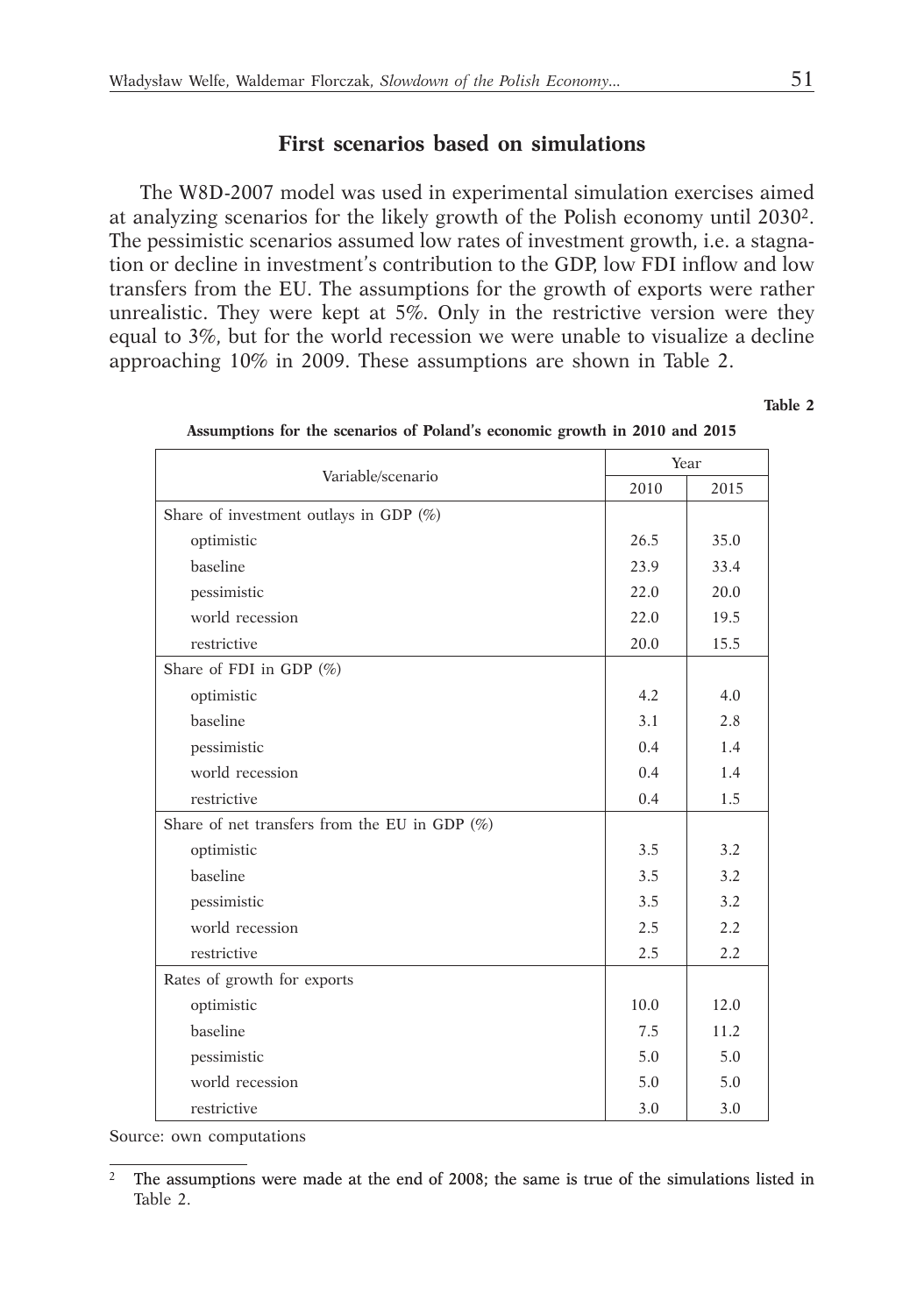## First scenarios based on simulations

The W8D-2007 model was used in experimental simulation exercises aimed at analyzing scenarios for the likely growth of the Polish economy until 2030[2]. The pessimistic scenarios assumed low rates of investment growth, i.e. a stagnation or decline in investment's contribution to the GDP, low FDI inflow and low transfers from the EU. The assumptions for the growth of exports were rather unrealistic. They were kept at 5%. Only in the restrictive version were they equal to 3%, but for the world recession we were unable to visualize a decline approaching 10% in 2009. These assumptions are shown in Table 2.

**Table 2**

**Assumptions for the scenarios of Poland's economic growth in 2010 and 2015**

| Variable/scenario | Year | |
|---|---|---|
| | 2010 | 2015 |
| Share of investment outlays in GDP (%) | | |
| optimistic | 26.5 | 35.0 |
| baseline | 23.9 | 33.4 |
| pessimistic | 22.0 | 20.0 |
| world recession | 22.0 | 19.5 |
| restrictive | 20.0 | 15.5 |
| Share of FDI in GDP (%) | | |
| optimistic | 4.2 | 4.0 |
| baseline | 3.1 | 2.8 |
| pessimistic | 0.4 | 1.4 |
| world recession | 0.4 | 1.4 |
| restrictive | 0.4 | 1.5 |
| Share of net transfers from the EU in GDP (%) | | |
| optimistic | 3.5 | 3.2 |
| baseline | 3.5 | 3.2 |
| pessimistic | 3.5 | 3.2 |
| world recession | 2.5 | 2.2 |
| restrictive | 2.5 | 2.2 |
| Rates of growth for exports | | |
| optimistic | 10.0 | 12.0 |
| baseline | 7.5 | 11.2 |
| pessimistic | 5.0 | 5.0 |
| world recession | 5.0 | 5.0 |
| restrictive | 3.0 | 3.0 |

Source: own computations

[2] The assumptions were made at the end of 2008; the same is true of the simulations listed in Table 2.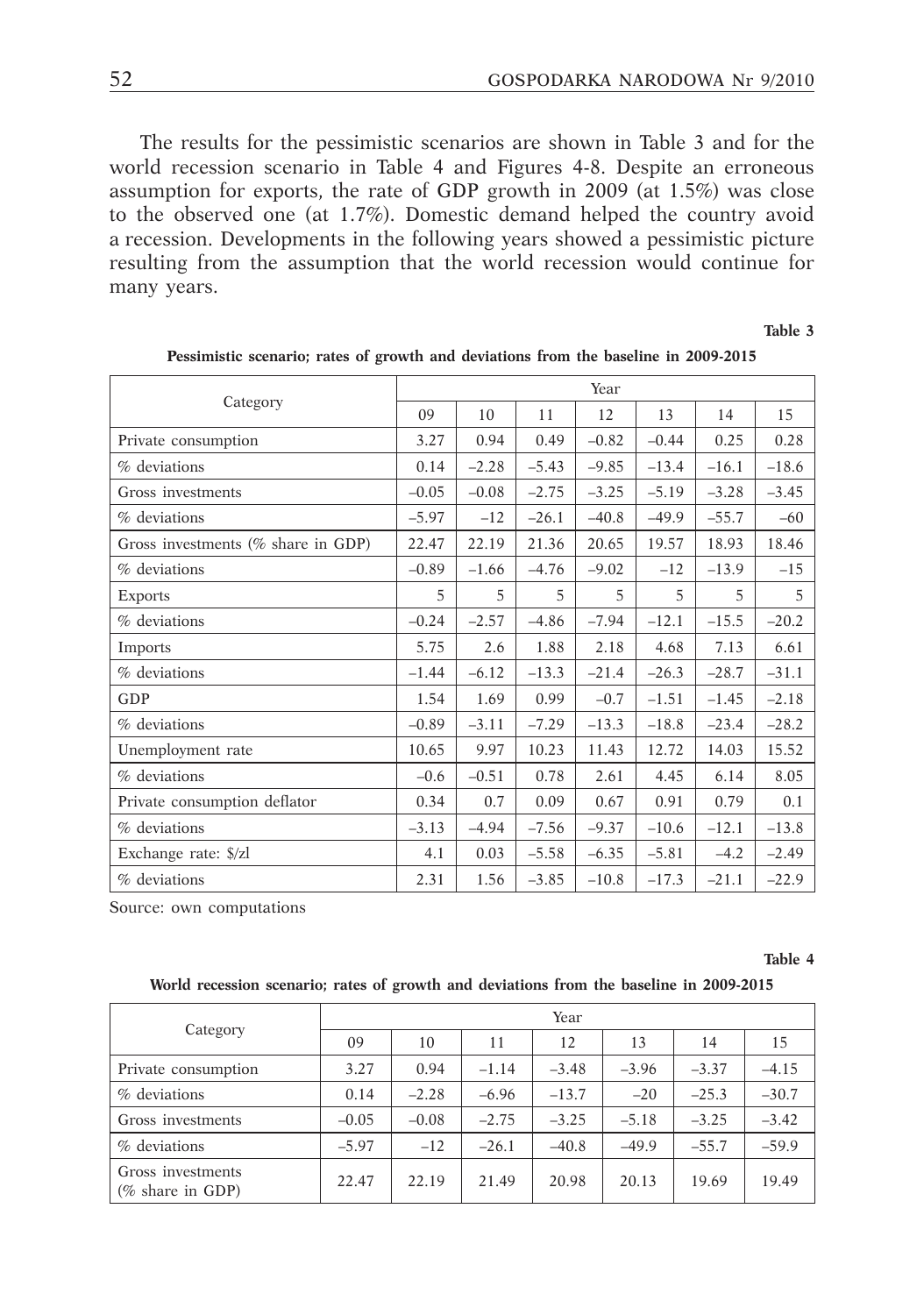The results for the pessimistic scenarios are shown in Table 3 and for the world recession scenario in Table 4 and Figures 4-8. Despite an erroneous assumption for exports, the rate of GDP growth in 2009 (at 1.5%) was close to the observed one (at 1.7%). Domestic demand helped the country avoid a recession. Developments in the following years showed a pessimistic picture resulting from the assumption that the world recession would continue for many years.

**Table 3**

**Pessimistic scenario; rates of growth and deviations from the baseline in 2009-2015**

| Category | Year | | | | | | |
|---|---|---|---|---|---|---|---|
| | 09 | 10 | 11 | 12 | 13 | 14 | 15 |
| Private consumption | 3.27 | 0.94 | 0.49 | –0.82 | –0.44 | 0.25 | 0.28 |
| % deviations | 0.14 | –2.28 | –5.43 | –9.85 | –13.4 | –16.1 | –18.6 |
| Gross investments | –0.05 | –0.08 | –2.75 | –3.25 | –5.19 | –3.28 | –3.45 |
| % deviations | –5.97 | –12 | –26.1 | –40.8 | –49.9 | –55.7 | –60 |
| Gross investments (% share in GDP) | 22.47 | 22.19 | 21.36 | 20.65 | 19.57 | 18.93 | 18.46 |
| % deviations | –0.89 | –1.66 | –4.76 | –9.02 | –12 | –13.9 | –15 |
| Exports | 5 | 5 | 5 | 5 | 5 | 5 | 5 |
| % deviations | –0.24 | –2.57 | –4.86 | –7.94 | –12.1 | –15.5 | –20.2 |
| Imports | 5.75 | 2.6 | 1.88 | 2.18 | 4.68 | 7.13 | 6.61 |
| % deviations | –1.44 | –6.12 | –13.3 | –21.4 | –26.3 | –28.7 | –31.1 |
| GDP | 1.54 | 1.69 | 0.99 | –0.7 | –1.51 | –1.45 | –2.18 |
| % deviations | –0.89 | –3.11 | –7.29 | –13.3 | –18.8 | –23.4 | –28.2 |
| Unemployment rate | 10.65 | 9.97 | 10.23 | 11.43 | 12.72 | 14.03 | 15.52 |
| % deviations | –0.6 | –0.51 | 0.78 | 2.61 | 4.45 | 6.14 | 8.05 |
| Private consumption deflator | 0.34 | 0.7 | 0.09 | 0.67 | 0.91 | 0.79 | 0.1 |
| % deviations | –3.13 | –4.94 | –7.56 | –9.37 | –10.6 | –12.1 | –13.8 |
| Exchange rate: $/zl | 4.1 | 0.03 | –5.58 | –6.35 | –5.81 | –4.2 | –2.49 |
| % deviations | 2.31 | 1.56 | –3.85 | –10.8 | –17.3 | –21.1 | –22.9 |

Source: own computations

**Table 4**

**World recession scenario; rates of growth and deviations from the baseline in 2009-2015**

| Category | Year | | | | | | |
|---|---|---|---|---|---|---|---|
| | 09 | 10 | 11 | 12 | 13 | 14 | 15 |
| Private consumption | 3.27 | 0.94 | –1.14 | –3.48 | –3.96 | –3.37 | –4.15 |
| % deviations | 0.14 | –2.28 | –6.96 | –13.7 | –20 | –25.3 | –30.7 |
| Gross investments | –0.05 | –0.08 | –2.75 | –3.25 | –5.18 | –3.25 | –3.42 |
| % deviations | –5.97 | –12 | –26.1 | –40.8 | –49.9 | –55.7 | –59.9 |
| Gross investments (% share in GDP) | 22.47 | 22.19 | 21.49 | 20.98 | 20.13 | 19.69 | 19.49 |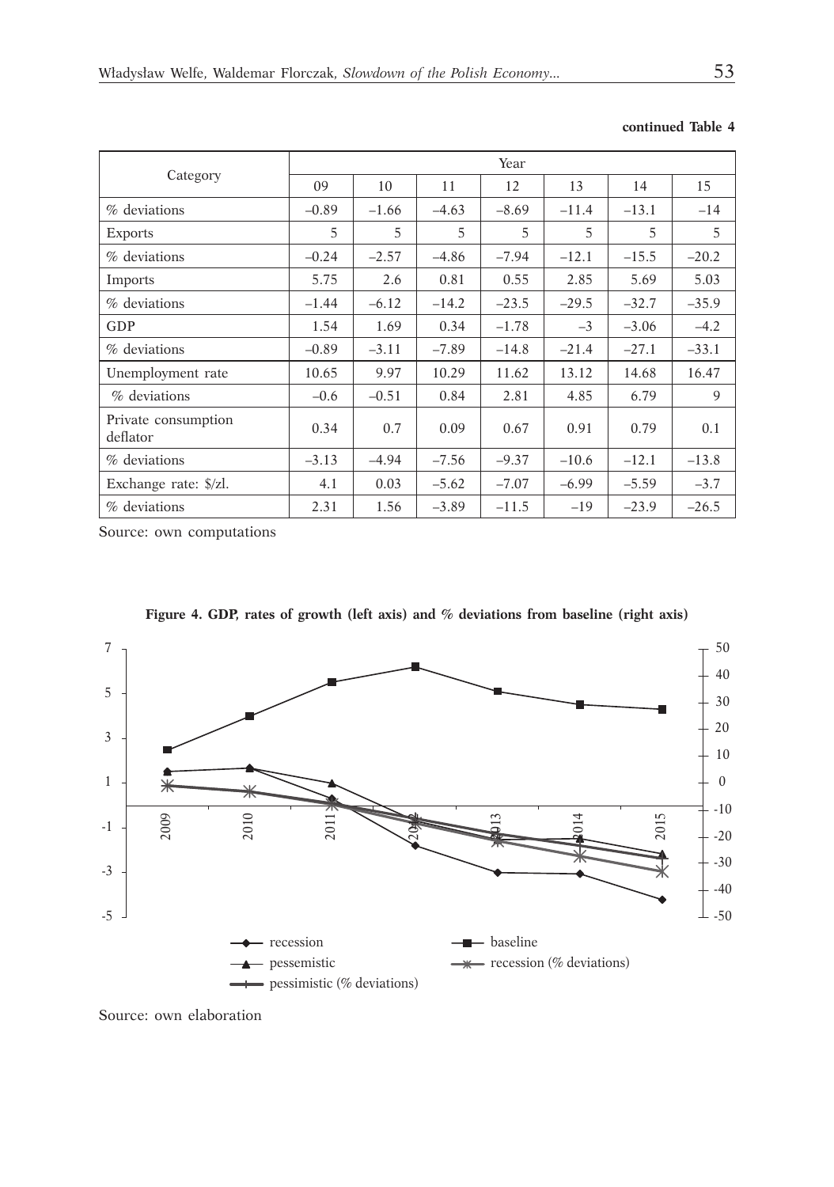**continued Table 4**

| Category | Year | | | | | | |
|---|---|---|---|---|---|---|---|
| | 09 | 10 | 11 | 12 | 13 | 14 | 15 |
| % deviations | –0.89 | –1.66 | –4.63 | –8.69 | –11.4 | –13.1 | –14 |
| Exports | 5 | 5 | 5 | 5 | 5 | 5 | 5 |
| % deviations | –0.24 | –2.57 | –4.86 | –7.94 | –12.1 | –15.5 | –20.2 |
| Imports | 5.75 | 2.6 | 0.81 | 0.55 | 2.85 | 5.69 | 5.03 |
| % deviations | –1.44 | –6.12 | –14.2 | –23.5 | –29.5 | –32.7 | –35.9 |
| GDP | 1.54 | 1.69 | 0.34 | –1.78 | –3 | –3.06 | –4.2 |
| % deviations | –0.89 | –3.11 | –7.89 | –14.8 | –21.4 | –27.1 | –33.1 |
| Unemployment rate | 10.65 | 9.97 | 10.29 | 11.62 | 13.12 | 14.68 | 16.47 |
| % deviations | –0.6 | –0.51 | 0.84 | 2.81 | 4.85 | 6.79 | 9 |
| Private consumption deflator | 0.34 | 0.7 | 0.09 | 0.67 | 0.91 | 0.79 | 0.1 |
| % deviations | –3.13 | –4.94 | –7.56 | –9.37 | –10.6 | –12.1 | –13.8 |
| Exchange rate: $/zl. | 4.1 | 0.03 | –5.62 | –7.07 | –6.99 | –5.59 | –3.7 |
| % deviations | 2.31 | 1.56 | –3.89 | –11.5 | –19 | –23.9 | –26.5 |

Source: own computations

**Figure 4. GDP, rates of growth (left axis) and % deviations from baseline (right axis)**

Source: own elaboration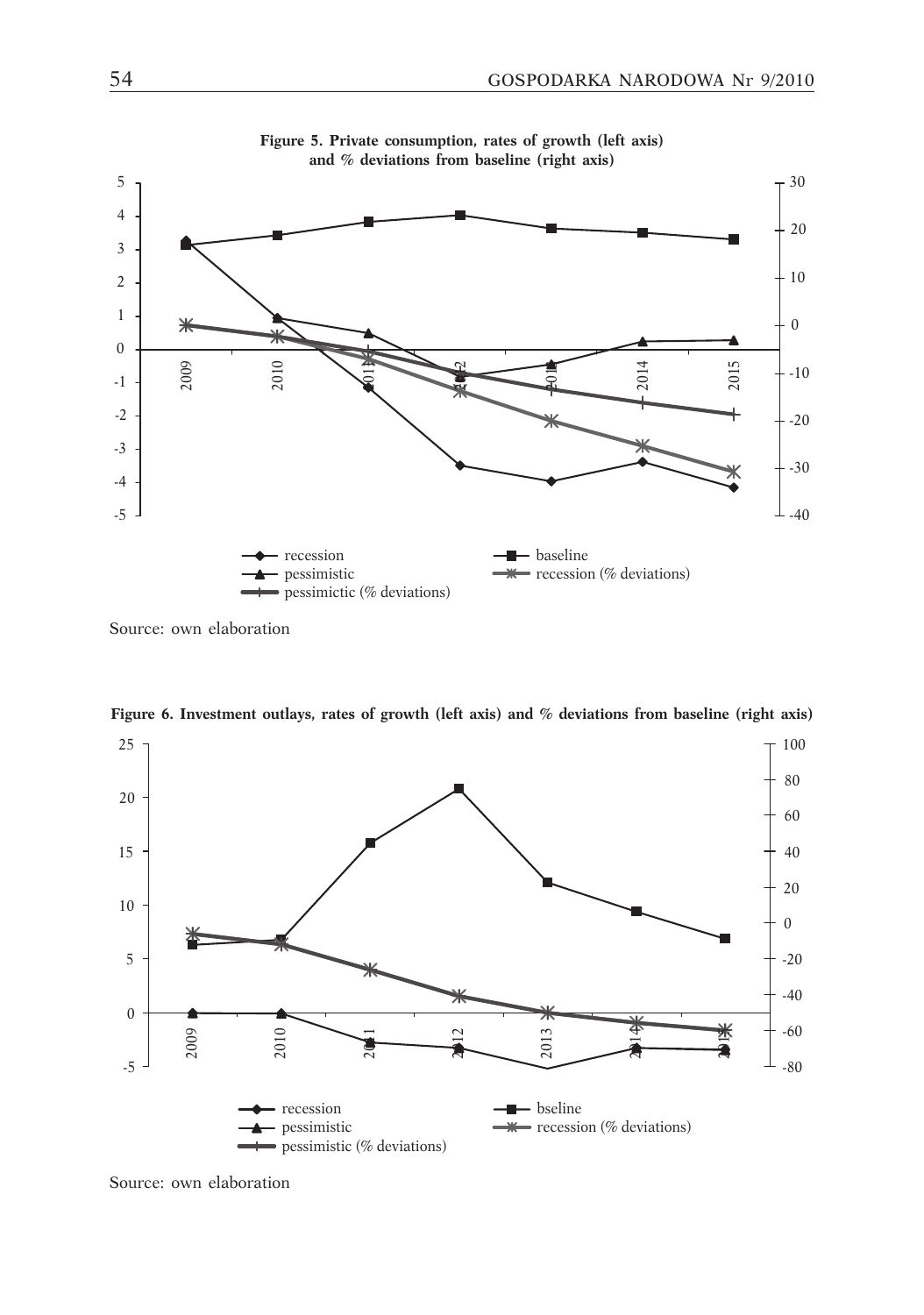**Figure 5. Private consumption, rates of growth (left axis) and % deviations from baseline (right axis)**

Source: own elaboration

**Figure 6. Investment outlays, rates of growth (left axis) and % deviations from baseline (right axis)**

Source: own elaboration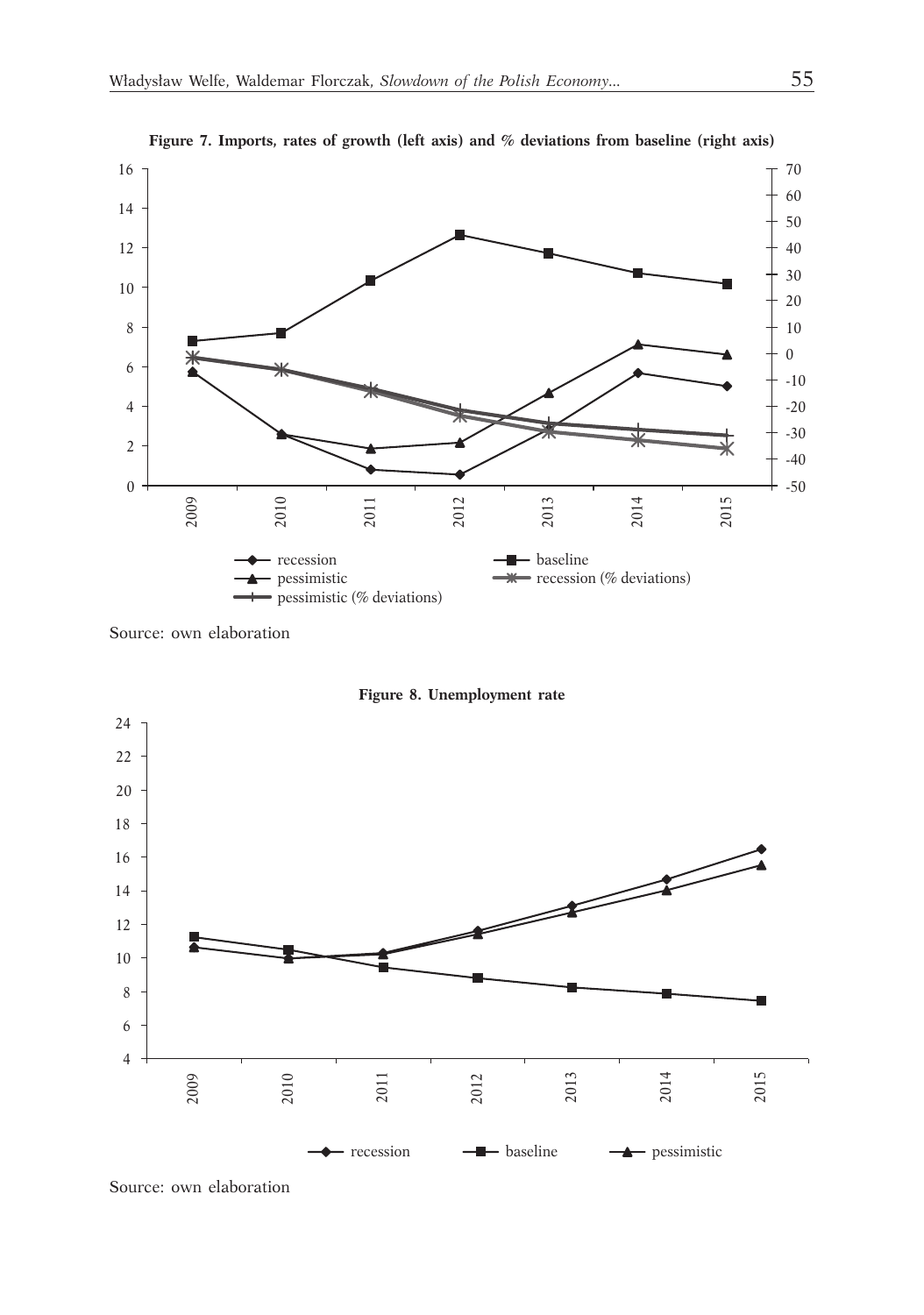**Figure 7. Imports, rates of growth (left axis) and % deviations from baseline (right axis)**

Source: own elaboration

**Figure 8. Unemployment rate**

Source: own elaboration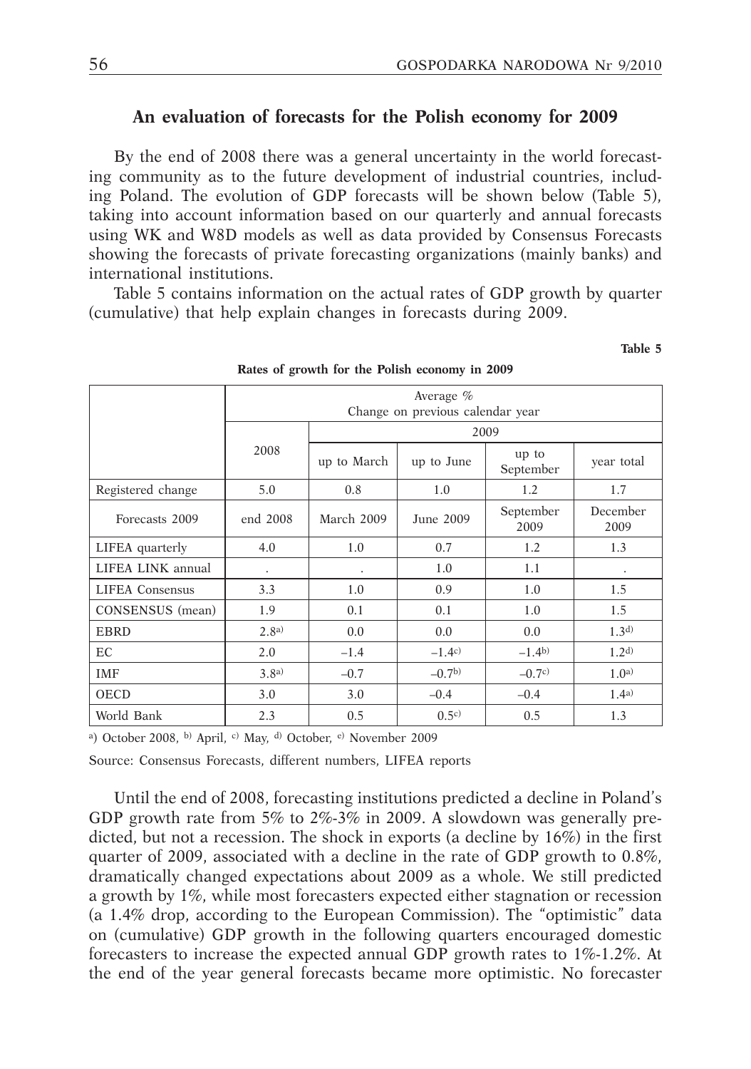## An evaluation of forecasts for the Polish economy for 2009

By the end of 2008 there was a general uncertainty in the world forecasting community as to the future development of industrial countries, including Poland. The evolution of GDP forecasts will be shown below (Table 5), taking into account information based on our quarterly and annual forecasts using WK and W8D models as well as data provided by Consensus Forecasts showing the forecasts of private forecasting organizations (mainly banks) and international institutions.

Table 5 contains information on the actual rates of GDP growth by quarter (cumulative) that help explain changes in forecasts during 2009.

**Table 5**

**Rates of growth for the Polish economy in 2009**

| | Average % Change on previous calendar year | | | | |
|---|---|---|---|---|---|
| | 2008 | 2009 | | | |
| | | up to March | up to June | up to September | year total |
| Registered change | 5.0 | 0.8 | 1.0 | 1.2 | 1.7 |
| Forecasts 2009 | end 2008 | March 2009 | June 2009 | September 2009 | December 2009 |
| LIFEA quarterly | 4.0 | 1.0 | 0.7 | 1.2 | 1.3 |
| LIFEA LINK annual | . | . | 1.0 | 1.1 | . |
| LIFEA Consensus | 3.3 | 1.0 | 0.9 | 1.0 | 1.5 |
| CONSENSUS (mean) | 1.9 | 0.1 | 0.1 | 1.0 | 1.5 |
| EBRD | 2.8[a)] | 0.0 | 0.0 | 0.0 | 1.3[d)] |
| EC | 2.0 | –1.4 | –1.4[c)] | –1.4[b)] | 1.2[d)] |
| IMF | 3.8[a)] | –0.7 | –0.7[b)] | –0.7[c)] | 1.0[a)] |
| OECD | 3.0 | 3.0 | –0.4 | –0.4 | 1.4[a)] |
| World Bank | 2.3 | 0.5 | 0.5[c)] | 0.5 | 1.3 |

[a)] October 2008, [b)] April, [c)] May, [d)] October, [e)] November 2009

Source: Consensus Forecasts, different numbers, LIFEA reports

Until the end of 2008, forecasting institutions predicted a decline in Poland's GDP growth rate from 5% to 2%-3% in 2009. A slowdown was generally predicted, but not a recession. The shock in exports (a decline by 16%) in the first quarter of 2009, associated with a decline in the rate of GDP growth to 0.8%, dramatically changed expectations about 2009 as a whole. We still predicted a growth by 1%, while most forecasters expected either stagnation or recession (a 1.4% drop, according to the European Commission). The "optimistic" data on (cumulative) GDP growth in the following quarters encouraged domestic forecasters to increase the expected annual GDP growth rates to 1%-1.2%. At the end of the year general forecasts became more optimistic. No forecaster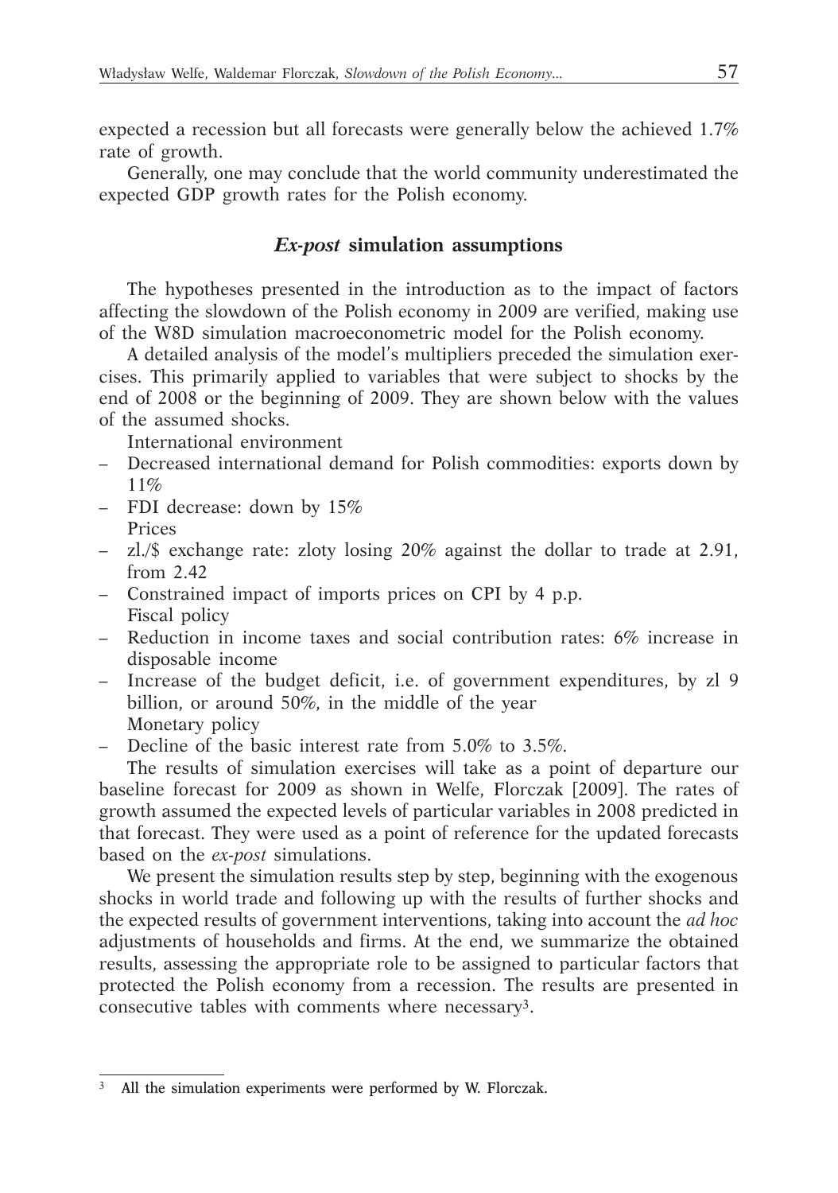expected a recession but all forecasts were generally below the achieved 1.7% rate of growth.

Generally, one may conclude that the world community underestimated the expected GDP growth rates for the Polish economy.

## *Ex-post* simulation assumptions

The hypotheses presented in the introduction as to the impact of factors affecting the slowdown of the Polish economy in 2009 are verified, making use of the W8D simulation macroeconometric model for the Polish economy.

A detailed analysis of the model's multipliers preceded the simulation exercises. This primarily applied to variables that were subject to shocks by the end of 2008 or the beginning of 2009. They are shown below with the values of the assumed shocks.

International environment

- Decreased international demand for Polish commodities: exports down by 11%
- FDI decrease: down by 15%

Prices

- zl./$ exchange rate: zloty losing 20% against the dollar to trade at 2.91, from 2.42
- Constrained impact of imports prices on CPI by 4 p.p.

Fiscal policy

- Reduction in income taxes and social contribution rates: 6% increase in disposable income
- Increase of the budget deficit, i.e. of government expenditures, by zl 9 billion, or around 50%, in the middle of the year

Monetary policy

- Decline of the basic interest rate from 5.0% to 3.5%.

The results of simulation exercises will take as a point of departure our baseline forecast for 2009 as shown in Welfe, Florczak [2009]. The rates of growth assumed the expected levels of particular variables in 2008 predicted in that forecast. They were used as a point of reference for the updated forecasts based on the *ex-post* simulations.

We present the simulation results step by step, beginning with the exogenous shocks in world trade and following up with the results of further shocks and the expected results of government interventions, taking into account the *ad hoc* adjustments of households and firms. At the end, we summarize the obtained results, assessing the appropriate role to be assigned to particular factors that protected the Polish economy from a recession. The results are presented in consecutive tables with comments where necessary[3].

---

[3] All the simulation experiments were performed by W. Florczak.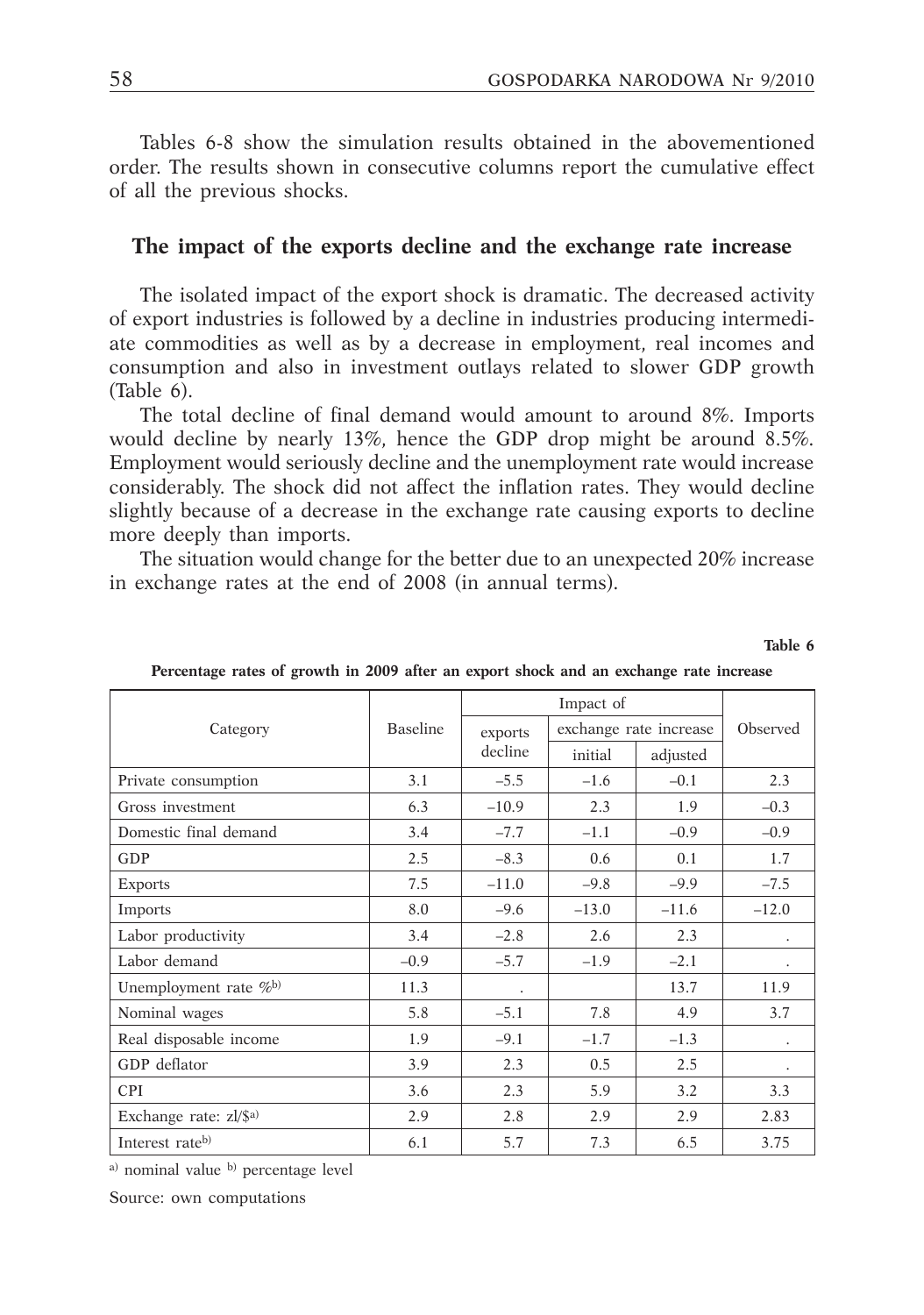Tables 6-8 show the simulation results obtained in the abovementioned order. The results shown in consecutive columns report the cumulative effect of all the previous shocks.

## The impact of the exports decline and the exchange rate increase

The isolated impact of the export shock is dramatic. The decreased activity of export industries is followed by a decline in industries producing intermediate commodities as well as by a decrease in employment, real incomes and consumption and also in investment outlays related to slower GDP growth (Table 6).

The total decline of final demand would amount to around 8%. Imports would decline by nearly 13%, hence the GDP drop might be around 8.5%. Employment would seriously decline and the unemployment rate would increase considerably. The shock did not affect the inflation rates. They would decline slightly because of a decrease in the exchange rate causing exports to decline more deeply than imports.

The situation would change for the better due to an unexpected 20% increase in exchange rates at the end of 2008 (in annual terms).

**Table 6**

**Percentage rates of growth in 2009 after an export shock and an exchange rate increase**

| Category | Baseline | Impact of | | | Observed |
|---|---|---|---|---|---|
| | | exports decline | exchange rate increase | | |
| | | | initial | adjusted | |
| Private consumption | 3.1 | –5.5 | –1.6 | –0.1 | 2.3 |
| Gross investment | 6.3 | –10.9 | 2.3 | 1.9 | –0.3 |
| Domestic final demand | 3.4 | –7.7 | –1.1 | –0.9 | –0.9 |
| GDP | 2.5 | –8.3 | 0.6 | 0.1 | 1.7 |
| Exports | 7.5 | –11.0 | –9.8 | –9.9 | –7.5 |
| Imports | 8.0 | –9.6 | –13.0 | –11.6 | –12.0 |
| Labor productivity | 3.4 | –2.8 | 2.6 | 2.3 | . |
| Labor demand | –0.9 | –5.7 | –1.9 | –2.1 | . |
| Unemployment rate %[b] | 11.3 | . | | 13.7 | 11.9 |
| Nominal wages | 5.8 | –5.1 | 7.8 | 4.9 | 3.7 |
| Real disposable income | 1.9 | –9.1 | –1.7 | –1.3 | . |
| GDP deflator | 3.9 | 2.3 | 0.5 | 2.5 | . |
| CPI | 3.6 | 2.3 | 5.9 | 3.2 | 3.3 |
| Exchange rate: zl/$[a] | 2.9 | 2.8 | 2.9 | 2.9 | 2.83 |
| Interest rate[b] | 6.1 | 5.7 | 7.3 | 6.5 | 3.75 |

[a] nominal value [b] percentage level

Source: own computations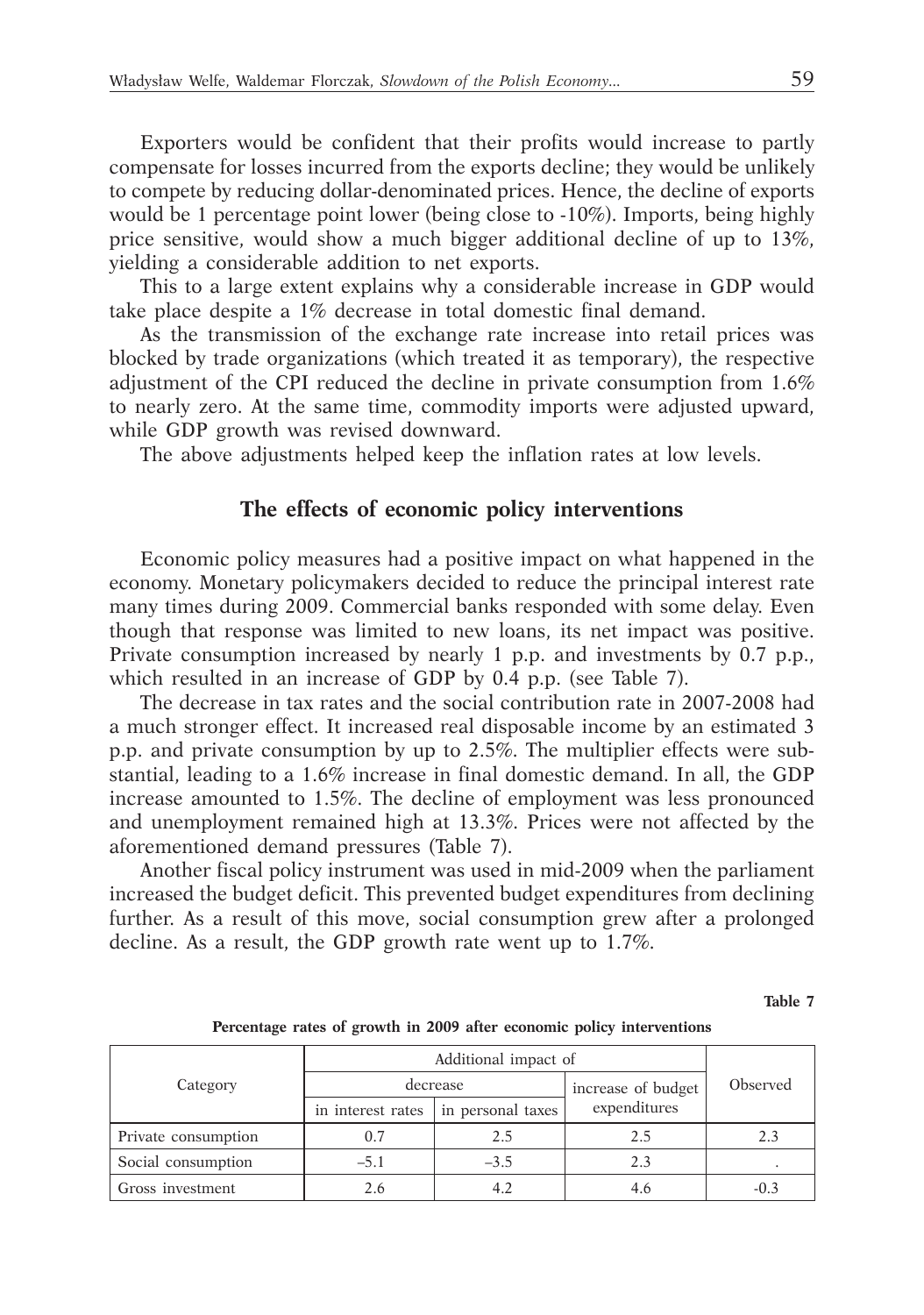Exporters would be confident that their profits would increase to partly compensate for losses incurred from the exports decline; they would be unlikely to compete by reducing dollar-denominated prices. Hence, the decline of exports would be 1 percentage point lower (being close to -10%). Imports, being highly price sensitive, would show a much bigger additional decline of up to 13%, yielding a considerable addition to net exports.

This to a large extent explains why a considerable increase in GDP would take place despite a 1% decrease in total domestic final demand.

As the transmission of the exchange rate increase into retail prices was blocked by trade organizations (which treated it as temporary), the respective adjustment of the CPI reduced the decline in private consumption from 1.6% to nearly zero. At the same time, commodity imports were adjusted upward, while GDP growth was revised downward.

The above adjustments helped keep the inflation rates at low levels.

## The effects of economic policy interventions

Economic policy measures had a positive impact on what happened in the economy. Monetary policymakers decided to reduce the principal interest rate many times during 2009. Commercial banks responded with some delay. Even though that response was limited to new loans, its net impact was positive. Private consumption increased by nearly 1 p.p. and investments by 0.7 p.p., which resulted in an increase of GDP by 0.4 p.p. (see Table 7).

The decrease in tax rates and the social contribution rate in 2007-2008 had a much stronger effect. It increased real disposable income by an estimated 3 p.p. and private consumption by up to 2.5%. The multiplier effects were substantial, leading to a 1.6% increase in final domestic demand. In all, the GDP increase amounted to 1.5%. The decline of employment was less pronounced and unemployment remained high at 13.3%. Prices were not affected by the aforementioned demand pressures (Table 7).

Another fiscal policy instrument was used in mid-2009 when the parliament increased the budget deficit. This prevented budget expenditures from declining further. As a result of this move, social consumption grew after a prolonged decline. As a result, the GDP growth rate went up to 1.7%.

**Table 7**

**Percentage rates of growth in 2009 after economic policy interventions**

| Category | Additional impact of | | | Observed |
|---|---|---|---|---|
| | decrease | | increase of budget expenditures | |
| | in interest rates | in personal taxes | | |
| Private consumption | 0.7 | 2.5 | 2.5 | 2.3 |
| Social consumption | –5.1 | –3.5 | 2.3 | . |
| Gross investment | 2.6 | 4.2 | 4.6 | -0.3 |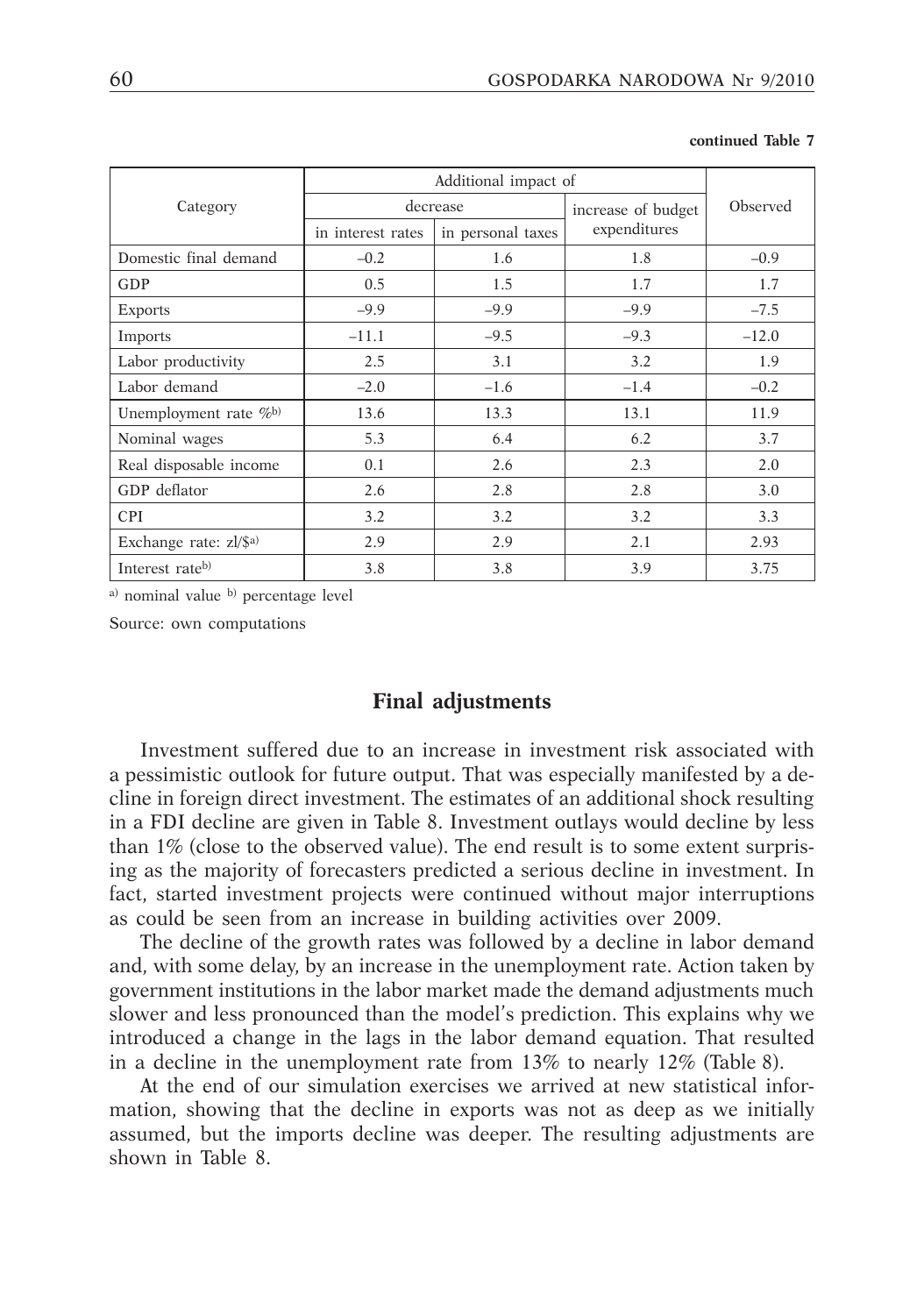**continued Table 7**

| Category | Additional impact of | | | Observed |
|---|---|---|---|---|
| | decrease | | increase of budget expenditures | |
| | in interest rates | in personal taxes | | |
| Domestic final demand | –0.2 | 1.6 | 1.8 | –0.9 |
| GDP | 0.5 | 1.5 | 1.7 | 1.7 |
| Exports | –9.9 | –9.9 | –9.9 | –7.5 |
| Imports | –11.1 | –9.5 | –9.3 | –12.0 |
| Labor productivity | 2.5 | 3.1 | 3.2 | 1.9 |
| Labor demand | –2.0 | –1.6 | –1.4 | –0.2 |
| Unemployment rate %[b] | 13.6 | 13.3 | 13.1 | 11.9 |
| Nominal wages | 5.3 | 6.4 | 6.2 | 3.7 |
| Real disposable income | 0.1 | 2.6 | 2.3 | 2.0 |
| GDP deflator | 2.6 | 2.8 | 2.8 | 3.0 |
| CPI | 3.2 | 3.2 | 3.2 | 3.3 |
| Exchange rate: zl/$[a] | 2.9 | 2.9 | 2.1 | 2.93 |
| Interest rate[b] | 3.8 | 3.8 | 3.9 | 3.75 |

[a] nominal value [b] percentage level

Source: own computations

## Final adjustments

Investment suffered due to an increase in investment risk associated with a pessimistic outlook for future output. That was especially manifested by a decline in foreign direct investment. The estimates of an additional shock resulting in a FDI decline are given in Table 8. Investment outlays would decline by less than 1% (close to the observed value). The end result is to some extent surprising as the majority of forecasters predicted a serious decline in investment. In fact, started investment projects were continued without major interruptions as could be seen from an increase in building activities over 2009.

The decline of the growth rates was followed by a decline in labor demand and, with some delay, by an increase in the unemployment rate. Action taken by government institutions in the labor market made the demand adjustments much slower and less pronounced than the model's prediction. This explains why we introduced a change in the lags in the labor demand equation. That resulted in a decline in the unemployment rate from 13% to nearly 12% (Table 8).

At the end of our simulation exercises we arrived at new statistical information, showing that the decline in exports was not as deep as we initially assumed, but the imports decline was deeper. The resulting adjustments are shown in Table 8.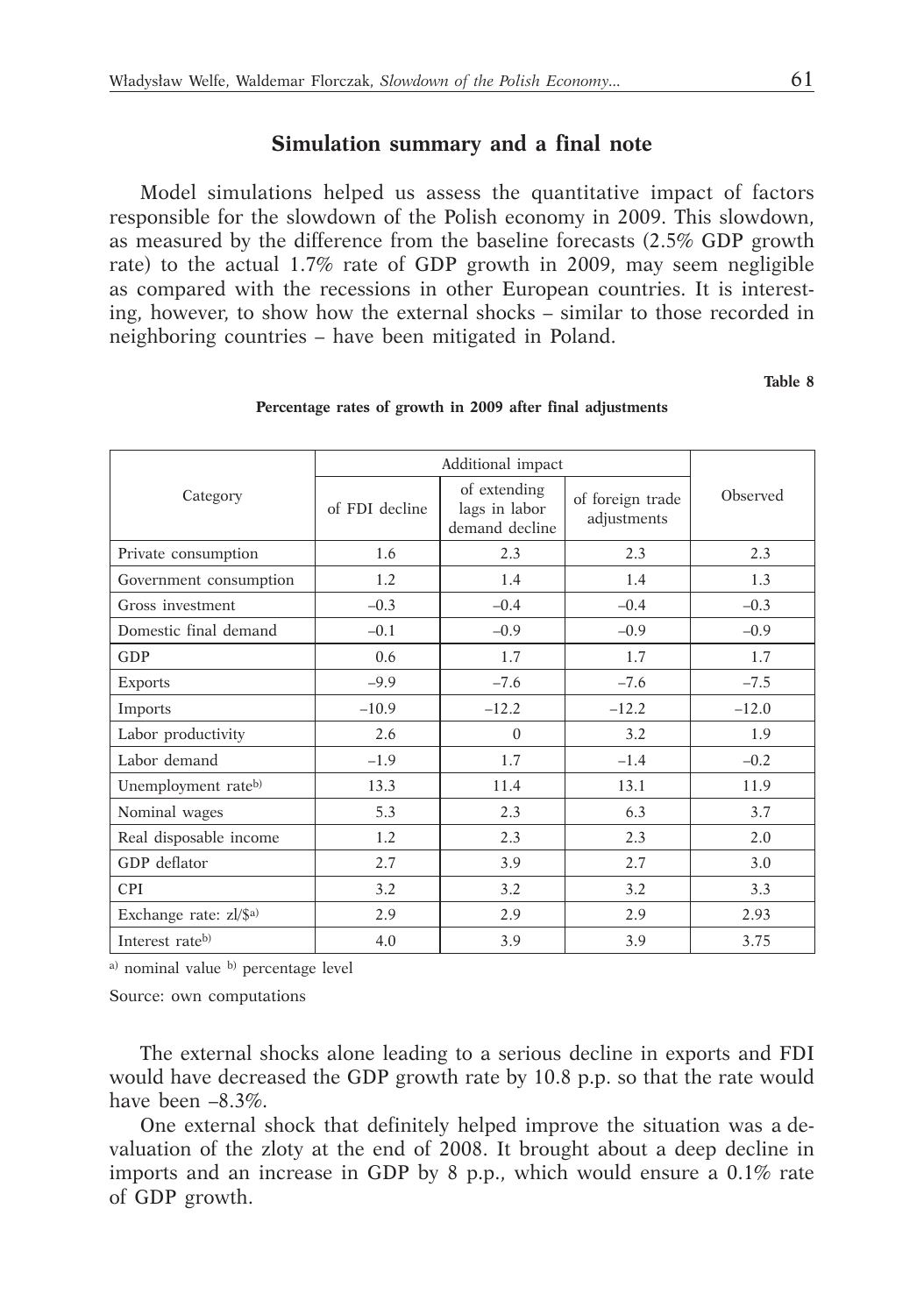## Simulation summary and a final note

Model simulations helped us assess the quantitative impact of factors responsible for the slowdown of the Polish economy in 2009. This slowdown, as measured by the difference from the baseline forecasts (2.5% GDP growth rate) to the actual 1.7% rate of GDP growth in 2009, may seem negligible as compared with the recessions in other European countries. It is interesting, however, to show how the external shocks – similar to those recorded in neighboring countries – have been mitigated in Poland.

**Table 8**

**Percentage rates of growth in 2009 after final adjustments**

| Category | Additional impact | | | Observed |
|---|---|---|---|---|
| | of FDI decline | of extending lags in labor demand decline | of foreign trade adjustments | |
| Private consumption | 1.6 | 2.3 | 2.3 | 2.3 |
| Government consumption | 1.2 | 1.4 | 1.4 | 1.3 |
| Gross investment | –0.3 | –0.4 | –0.4 | –0.3 |
| Domestic final demand | –0.1 | –0.9 | –0.9 | –0.9 |
| GDP | 0.6 | 1.7 | 1.7 | 1.7 |
| Exports | –9.9 | –7.6 | –7.6 | –7.5 |
| Imports | –10.9 | –12.2 | –12.2 | –12.0 |
| Labor productivity | 2.6 | 0 | 3.2 | 1.9 |
| Labor demand | –1.9 | 1.7 | –1.4 | –0.2 |
| Unemployment rate[b)] | 13.3 | 11.4 | 13.1 | 11.9 |
| Nominal wages | 5.3 | 2.3 | 6.3 | 3.7 |
| Real disposable income | 1.2 | 2.3 | 2.3 | 2.0 |
| GDP deflator | 2.7 | 3.9 | 2.7 | 3.0 |
| CPI | 3.2 | 3.2 | 3.2 | 3.3 |
| Exchange rate: zl/$[a)] | 2.9 | 2.9 | 2.9 | 2.93 |
| Interest rate[b)] | 4.0 | 3.9 | 3.9 | 3.75 |

[a)] nominal value [b)] percentage level

Source: own computations

The external shocks alone leading to a serious decline in exports and FDI would have decreased the GDP growth rate by 10.8 p.p. so that the rate would have been –8.3%.

One external shock that definitely helped improve the situation was a devaluation of the zloty at the end of 2008. It brought about a deep decline in imports and an increase in GDP by 8 p.p., which would ensure a 0.1% rate of GDP growth.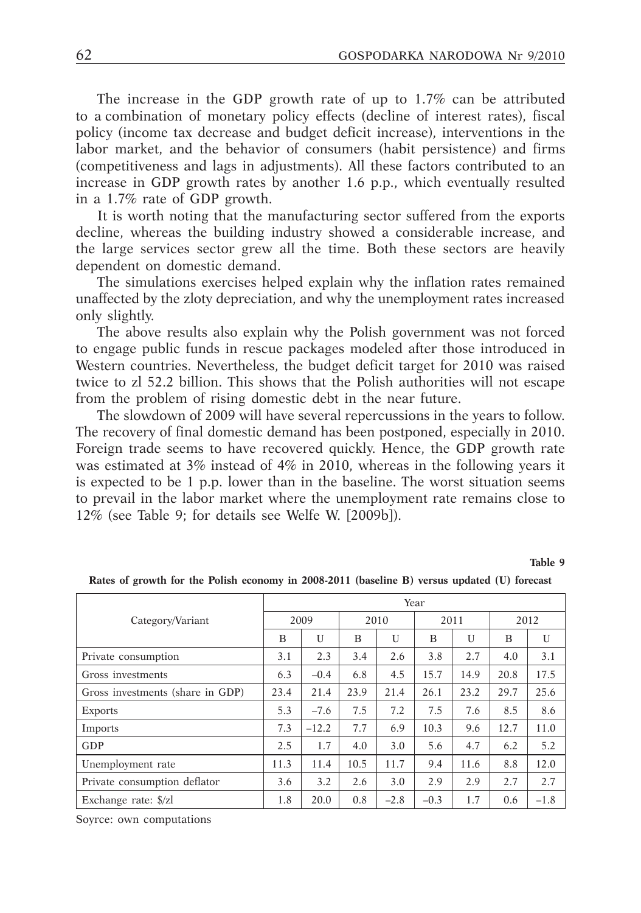The increase in the GDP growth rate of up to 1.7% can be attributed to a combination of monetary policy effects (decline of interest rates), fiscal policy (income tax decrease and budget deficit increase), interventions in the labor market, and the behavior of consumers (habit persistence) and firms (competitiveness and lags in adjustments). All these factors contributed to an increase in GDP growth rates by another 1.6 p.p., which eventually resulted in a 1.7% rate of GDP growth.

It is worth noting that the manufacturing sector suffered from the exports decline, whereas the building industry showed a considerable increase, and the large services sector grew all the time. Both these sectors are heavily dependent on domestic demand.

The simulations exercises helped explain why the inflation rates remained unaffected by the zloty depreciation, and why the unemployment rates increased only slightly.

The above results also explain why the Polish government was not forced to engage public funds in rescue packages modeled after those introduced in Western countries. Nevertheless, the budget deficit target for 2010 was raised twice to zl 52.2 billion. This shows that the Polish authorities will not escape from the problem of rising domestic debt in the near future.

The slowdown of 2009 will have several repercussions in the years to follow. The recovery of final domestic demand has been postponed, especially in 2010. Foreign trade seems to have recovered quickly. Hence, the GDP growth rate was estimated at 3% instead of 4% in 2010, whereas in the following years it is expected to be 1 p.p. lower than in the baseline. The worst situation seems to prevail in the labor market where the unemployment rate remains close to 12% (see Table 9; for details see Welfe W. [2009b]).

**Table 9**

**Rates of growth for the Polish economy in 2008-2011 (baseline B) versus updated (U) forecast**

| Category/Variant | Year | | | | | | | |
|---|---|---|---|---|---|---|---|---|
| | 2009 | | 2010 | | 2011 | | 2012 | |
| | B | U | B | U | B | U | B | U |
| Private consumption | 3.1 | 2.3 | 3.4 | 2.6 | 3.8 | 2.7 | 4.0 | 3.1 |
| Gross investments | 6.3 | –0.4 | 6.8 | 4.5 | 15.7 | 14.9 | 20.8 | 17.5 |
| Gross investments (share in GDP) | 23.4 | 21.4 | 23.9 | 21.4 | 26.1 | 23.2 | 29.7 | 25.6 |
| Exports | 5.3 | –7.6 | 7.5 | 7.2 | 7.5 | 7.6 | 8.5 | 8.6 |
| Imports | 7.3 | –12.2 | 7.7 | 6.9 | 10.3 | 9.6 | 12.7 | 11.0 |
| GDP | 2.5 | 1.7 | 4.0 | 3.0 | 5.6 | 4.7 | 6.2 | 5.2 |
| Unemployment rate | 11.3 | 11.4 | 10.5 | 11.7 | 9.4 | 11.6 | 8.8 | 12.0 |
| Private consumption deflator | 3.6 | 3.2 | 2.6 | 3.0 | 2.9 | 2.9 | 2.7 | 2.7 |
| Exchange rate: $/zl | 1.8 | 20.0 | 0.8 | –2.8 | –0.3 | 1.7 | 0.6 | –1.8 |

Soyrce: own computations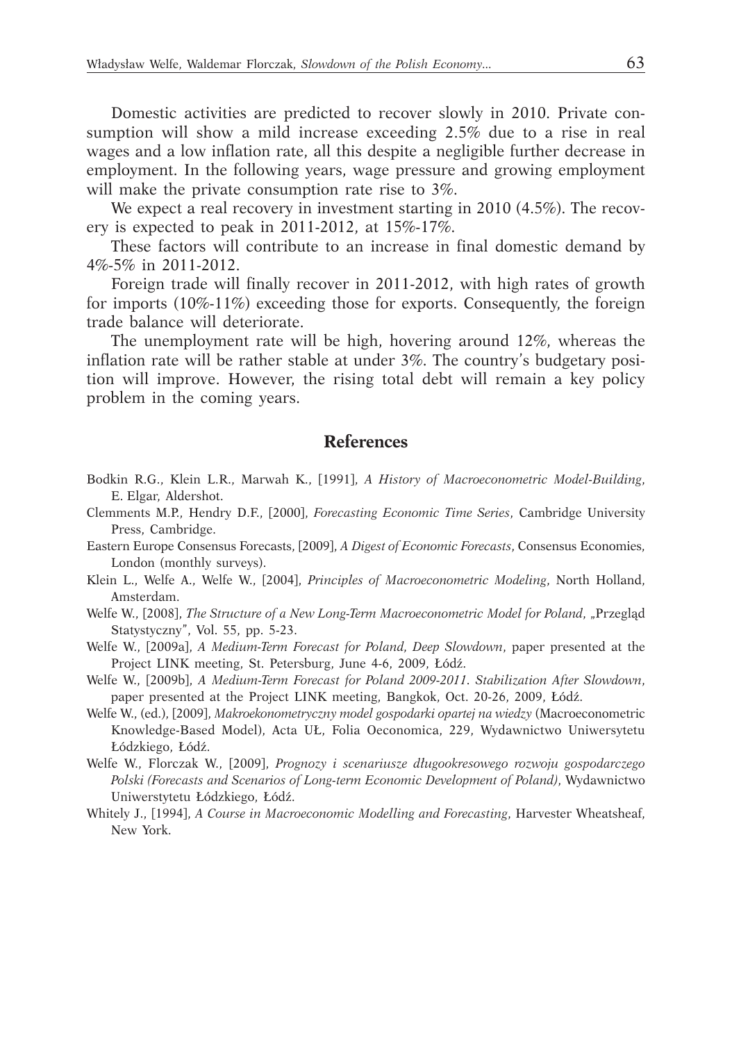Domestic activities are predicted to recover slowly in 2010. Private consumption will show a mild increase exceeding 2.5% due to a rise in real wages and a low inflation rate, all this despite a negligible further decrease in employment. In the following years, wage pressure and growing employment will make the private consumption rate rise to 3%.

We expect a real recovery in investment starting in 2010 (4.5%). The recovery is expected to peak in 2011-2012, at 15%-17%.

These factors will contribute to an increase in final domestic demand by 4%-5% in 2011-2012.

Foreign trade will finally recover in 2011-2012, with high rates of growth for imports (10%-11%) exceeding those for exports. Consequently, the foreign trade balance will deteriorate.

The unemployment rate will be high, hovering around 12%, whereas the inflation rate will be rather stable at under 3%. The country's budgetary position will improve. However, the rising total debt will remain a key policy problem in the coming years.

## References

Bodkin R.G., Klein L.R., Marwah K., [1991], *A History of Macroeconometric Model-Building*, E. Elgar, Aldershot.

Clemments M.P., Hendry D.F., [2000], *Forecasting Economic Time Series*, Cambridge University Press, Cambridge.

Eastern Europe Consensus Forecasts, [2009], *A Digest of Economic Forecasts*, Consensus Economies, London (monthly surveys).

Klein L., Welfe A., Welfe W., [2004], *Principles of Macroeconometric Modeling*, North Holland, Amsterdam.

Welfe W., [2008], *The Structure of a New Long-Term Macroeconometric Model for Poland*, „Przegląd Statystyczny", Vol. 55, pp. 5-23.

Welfe W., [2009a], *A Medium-Term Forecast for Poland, Deep Slowdown*, paper presented at the Project LINK meeting, St. Petersburg, June 4-6, 2009, Łódź.

Welfe W., [2009b], *A Medium-Term Forecast for Poland 2009-2011. Stabilization After Slowdown*, paper presented at the Project LINK meeting, Bangkok, Oct. 20-26, 2009, Łódź.

Welfe W., (ed.), [2009], *Makroekonometryczny model gospodarki opartej na wiedzy* (Macroeconometric Knowledge-Based Model), Acta UŁ, Folia Oeconomica, 229, Wydawnictwo Uniwersytetu Łódzkiego, Łódź.

Welfe W., Florczak W., [2009], *Prognozy i scenariusze długookresowego rozwoju gospodarczego Polski (Forecasts and Scenarios of Long-term Economic Development of Poland)*, Wydawnictwo Uniwerstytetu Łódzkiego, Łódź.

Whitely J., [1994], *A Course in Macroeconomic Modelling and Forecasting*, Harvester Wheatsheaf, New York.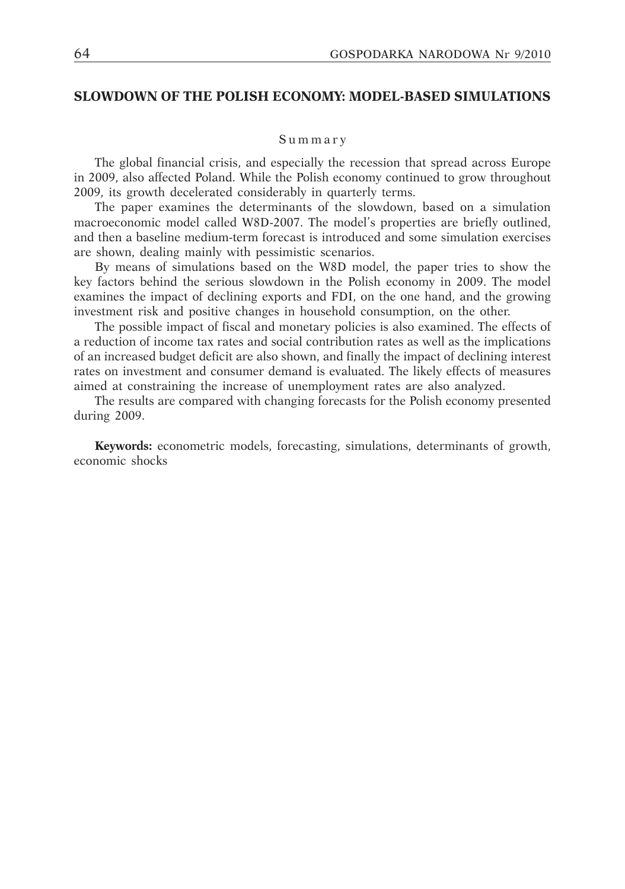## SLOWDOWN OF THE POLISH ECONOMY: MODEL-BASED SIMULATIONS

### Summary

The global financial crisis, and especially the recession that spread across Europe in 2009, also affected Poland. While the Polish economy continued to grow throughout 2009, its growth decelerated considerably in quarterly terms.

The paper examines the determinants of the slowdown, based on a simulation macroeconomic model called W8D-2007. The model's properties are briefly outlined, and then a baseline medium-term forecast is introduced and some simulation exercises are shown, dealing mainly with pessimistic scenarios.

By means of simulations based on the W8D model, the paper tries to show the key factors behind the serious slowdown in the Polish economy in 2009. The model examines the impact of declining exports and FDI, on the one hand, and the growing investment risk and positive changes in household consumption, on the other.

The possible impact of fiscal and monetary policies is also examined. The effects of a reduction of income tax rates and social contribution rates as well as the implications of an increased budget deficit are also shown, and finally the impact of declining interest rates on investment and consumer demand is evaluated. The likely effects of measures aimed at constraining the increase of unemployment rates are also analyzed.

The results are compared with changing forecasts for the Polish economy presented during 2009.

**Keywords:** econometric models, forecasting, simulations, determinants of growth, economic shocks